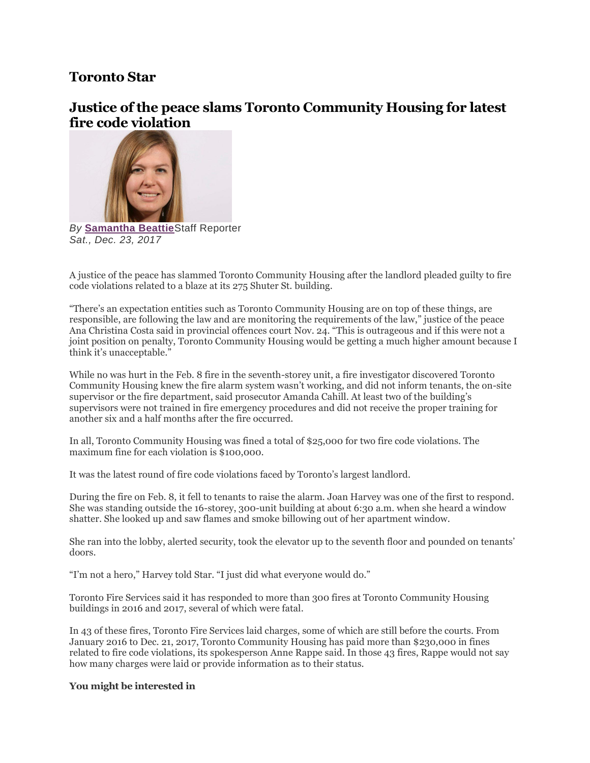# Toronto Star

## Justice of the peace slams Toronto Community Housing for latest fire code violation

*By* **Samantha Beattie**Staff Reporter
*Sat., Dec. 23, 2017*

A justice of the peace has slammed Toronto Community Housing after the landlord pleaded guilty to fire code violations related to a blaze at its 275 Shuter St. building.

"There's an expectation entities such as Toronto Community Housing are on top of these things, are responsible, are following the law and are monitoring the requirements of the law," justice of the peace Ana Christina Costa said in provincial offences court Nov. 24. "This is outrageous and if this were not a joint position on penalty, Toronto Community Housing would be getting a much higher amount because I think it's unacceptable."

While no was hurt in the Feb. 8 fire in the seventh-storey unit, a fire investigator discovered Toronto Community Housing knew the fire alarm system wasn't working, and did not inform tenants, the on-site supervisor or the fire department, said prosecutor Amanda Cahill. At least two of the building's supervisors were not trained in fire emergency procedures and did not receive the proper training for another six and a half months after the fire occurred.

In all, Toronto Community Housing was fined a total of $25,000 for two fire code violations. The maximum fine for each violation is $100,000.

It was the latest round of fire code violations faced by Toronto's largest landlord.

During the fire on Feb. 8, it fell to tenants to raise the alarm. Joan Harvey was one of the first to respond. She was standing outside the 16-storey, 300-unit building at about 6:30 a.m. when she heard a window shatter. She looked up and saw flames and smoke billowing out of her apartment window.

She ran into the lobby, alerted security, took the elevator up to the seventh floor and pounded on tenants' doors.

"I'm not a hero," Harvey told Star. "I just did what everyone would do."

Toronto Fire Services said it has responded to more than 300 fires at Toronto Community Housing buildings in 2016 and 2017, several of which were fatal.

In 43 of these fires, Toronto Fire Services laid charges, some of which are still before the courts. From January 2016 to Dec. 21, 2017, Toronto Community Housing has paid more than $230,000 in fines related to fire code violations, its spokesperson Anne Rappe said. In those 43 fires, Rappe would not say how many charges were laid or provide information as to their status.

**You might be interested in**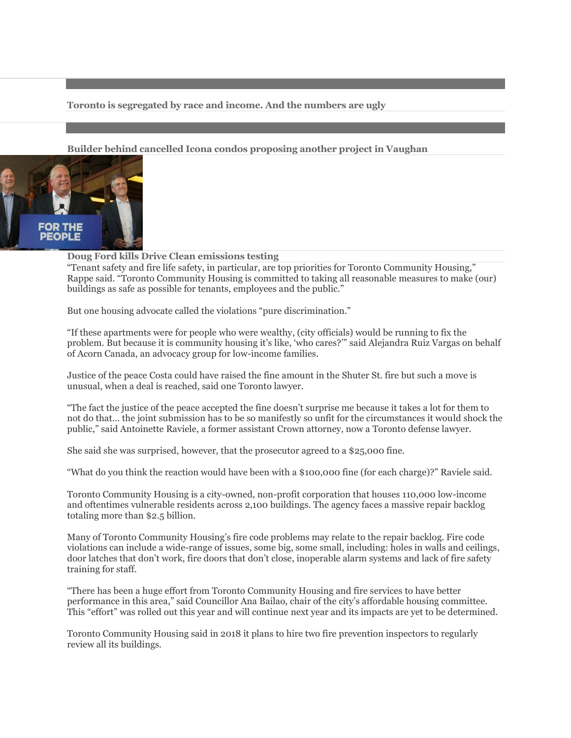**Toronto is segregated by race and income. And the numbers are ugly**

**Builder behind cancelled Icona condos proposing another project in Vaughan**

**Doug Ford kills Drive Clean emissions testing**

"Tenant safety and fire life safety, in particular, are top priorities for Toronto Community Housing," Rappe said. "Toronto Community Housing is committed to taking all reasonable measures to make (our) buildings as safe as possible for tenants, employees and the public."

But one housing advocate called the violations "pure discrimination."

"If these apartments were for people who were wealthy, (city officials) would be running to fix the problem. But because it is community housing it's like, 'who cares?'" said Alejandra Ruiz Vargas on behalf of Acorn Canada, an advocacy group for low-income families.

Justice of the peace Costa could have raised the fine amount in the Shuter St. fire but such a move is unusual, when a deal is reached, said one Toronto lawyer.

"The fact the justice of the peace accepted the fine doesn't surprise me because it takes a lot for them to not do that… the joint submission has to be so manifestly so unfit for the circumstances it would shock the public," said Antoinette Raviele, a former assistant Crown attorney, now a Toronto defense lawyer.

She said she was surprised, however, that the prosecutor agreed to a $25,000 fine.

"What do you think the reaction would have been with a $100,000 fine (for each charge)?" Raviele said.

Toronto Community Housing is a city-owned, non-profit corporation that houses 110,000 low-income and oftentimes vulnerable residents across 2,100 buildings. The agency faces a massive repair backlog totaling more than $2.5 billion.

Many of Toronto Community Housing's fire code problems may relate to the repair backlog. Fire code violations can include a wide-range of issues, some big, some small, including: holes in walls and ceilings, door latches that don't work, fire doors that don't close, inoperable alarm systems and lack of fire safety training for staff.

"There has been a huge effort from Toronto Community Housing and fire services to have better performance in this area," said Councillor Ana Bailao, chair of the city's affordable housing committee. This "effort" was rolled out this year and will continue next year and its impacts are yet to be determined.

Toronto Community Housing said in 2018 it plans to hire two fire prevention inspectors to regularly review all its buildings.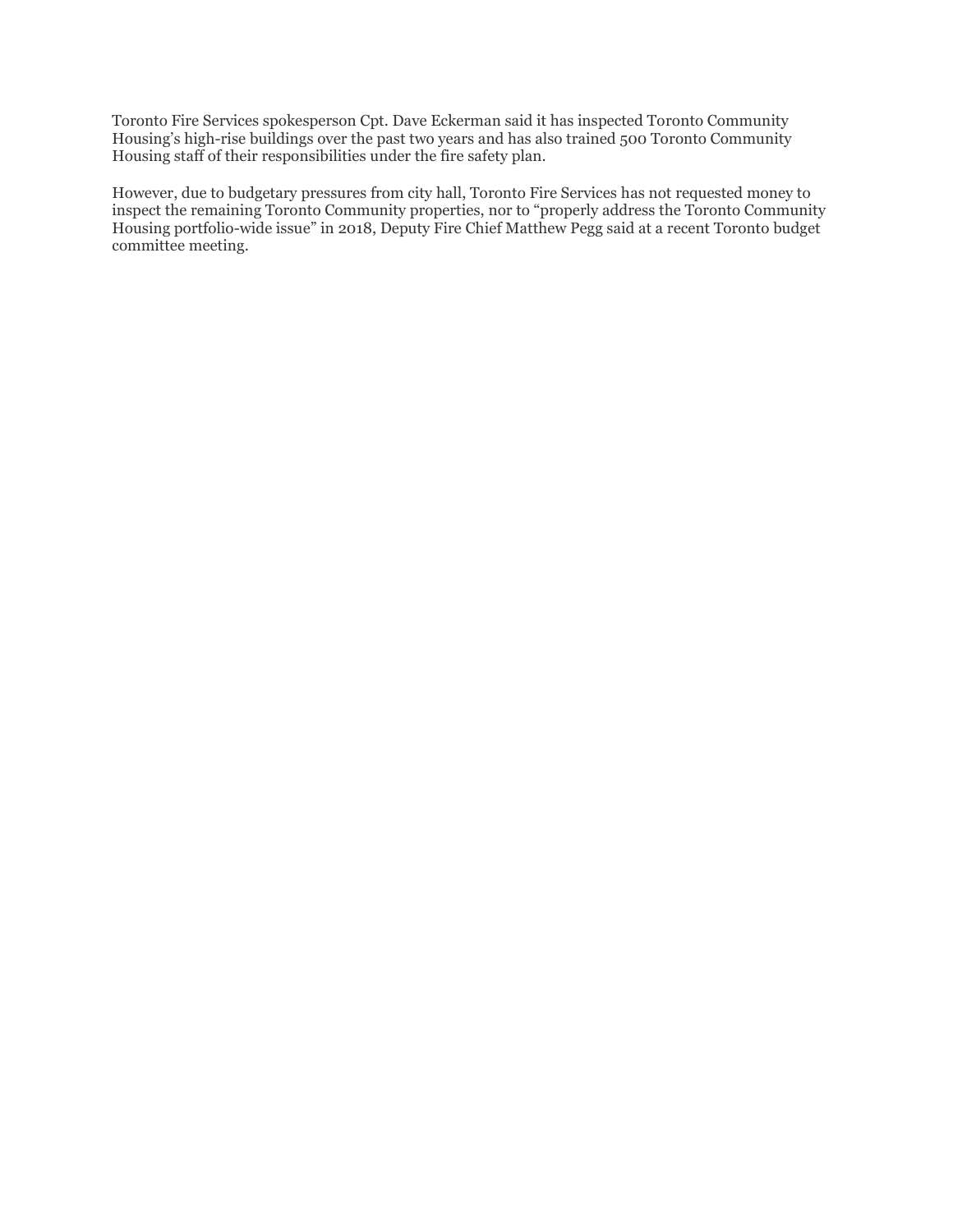Toronto Fire Services spokesperson Cpt. Dave Eckerman said it has inspected Toronto Community Housing's high-rise buildings over the past two years and has also trained 500 Toronto Community Housing staff of their responsibilities under the fire safety plan.

However, due to budgetary pressures from city hall, Toronto Fire Services has not requested money to inspect the remaining Toronto Community properties, nor to "properly address the Toronto Community Housing portfolio-wide issue" in 2018, Deputy Fire Chief Matthew Pegg said at a recent Toronto budget committee meeting.